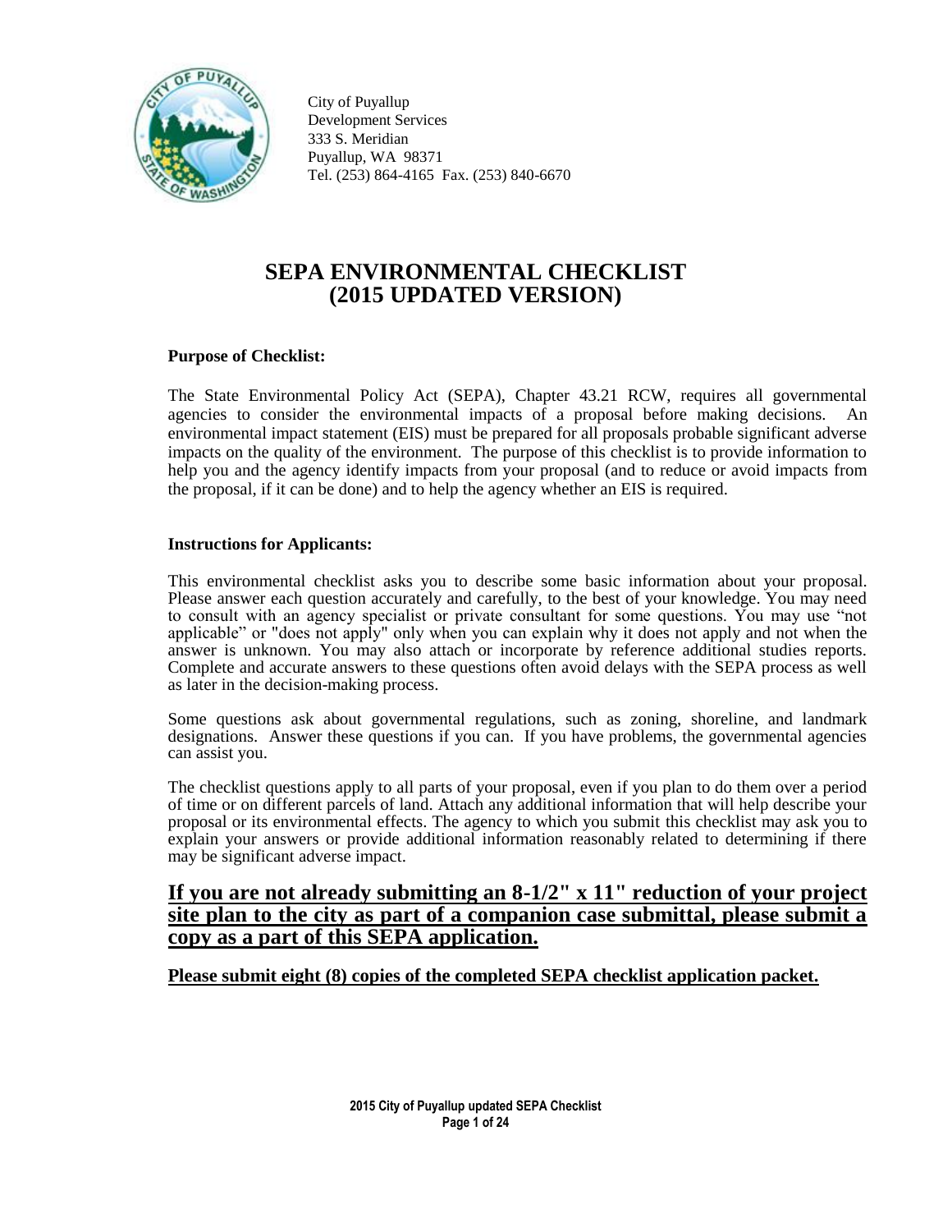City of Puyallup
Development Services
333 S. Meridian
Puyallup, WA 98371
Tel. (253) 864-4165 Fax. (253) 840-6670

# SEPA ENVIRONMENTAL CHECKLIST (2015 UPDATED VERSION)

**Purpose of Checklist:**

The State Environmental Policy Act (SEPA), Chapter 43.21 RCW, requires all governmental agencies to consider the environmental impacts of a proposal before making decisions. An environmental impact statement (EIS) must be prepared for all proposals probable significant adverse impacts on the quality of the environment. The purpose of this checklist is to provide information to help you and the agency identify impacts from your proposal (and to reduce or avoid impacts from the proposal, if it can be done) and to help the agency whether an EIS is required.

**Instructions for Applicants:**

This environmental checklist asks you to describe some basic information about your proposal. Please answer each question accurately and carefully, to the best of your knowledge. You may need to consult with an agency specialist or private consultant for some questions. You may use "not applicable" or "does not apply" only when you can explain why it does not apply and not when the answer is unknown. You may also attach or incorporate by reference additional studies reports. Complete and accurate answers to these questions often avoid delays with the SEPA process as well as later in the decision-making process.

Some questions ask about governmental regulations, such as zoning, shoreline, and landmark designations. Answer these questions if you can. If you have problems, the governmental agencies can assist you.

The checklist questions apply to all parts of your proposal, even if you plan to do them over a period of time or on different parcels of land. Attach any additional information that will help describe your proposal or its environmental effects. The agency to which you submit this checklist may ask you to explain your answers or provide additional information reasonably related to determining if there may be significant adverse impact.

**If you are not already submitting an 8-1/2" x 11" reduction of your project site plan to the city as part of a companion case submittal, please submit a copy as a part of this SEPA application.**

**Please submit eight (8) copies of the completed SEPA checklist application packet.**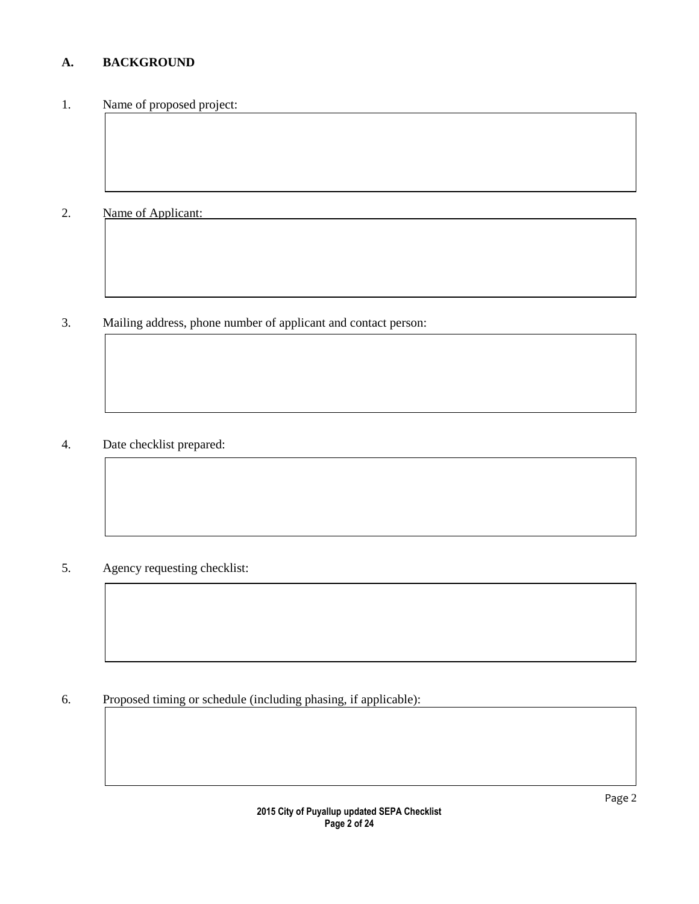## A. BACKGROUND

1. Name of proposed project:

2. Name of Applicant:

3. Mailing address, phone number of applicant and contact person:

4. Date checklist prepared:

5. Agency requesting checklist:

6. Proposed timing or schedule (including phasing, if applicable):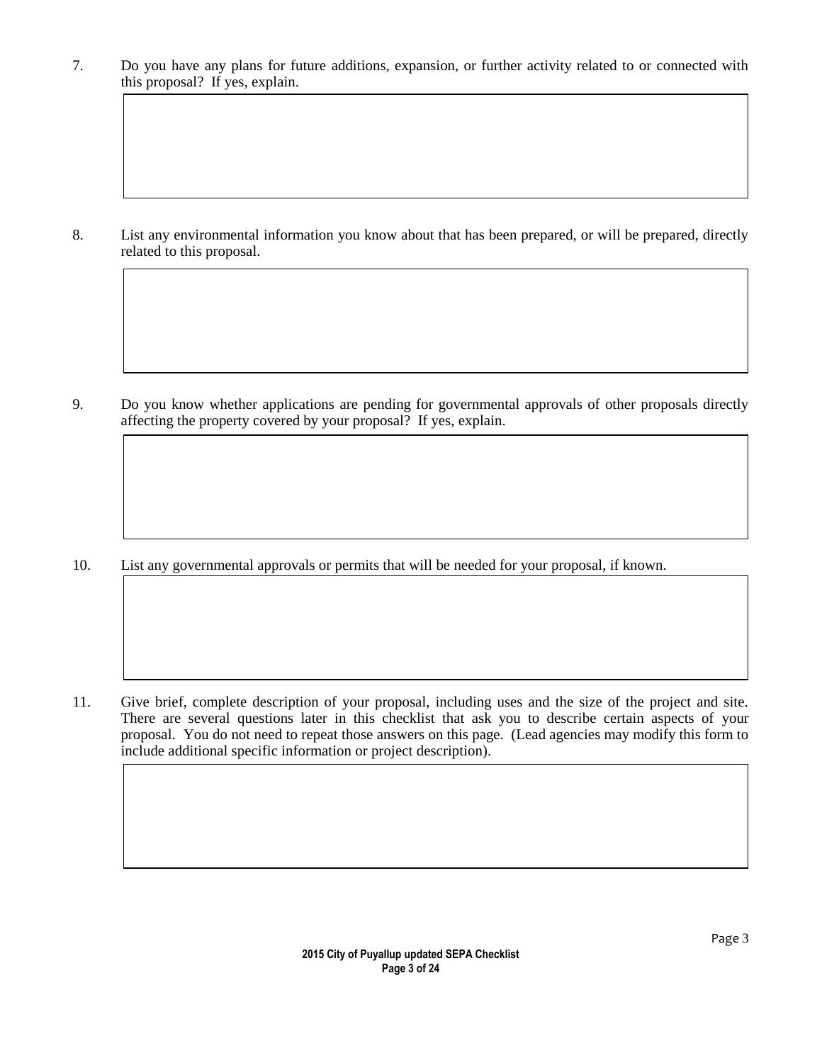7. Do you have any plans for future additions, expansion, or further activity related to or connected with this proposal? If yes, explain.

8. List any environmental information you know about that has been prepared, or will be prepared, directly related to this proposal.

9. Do you know whether applications are pending for governmental approvals of other proposals directly affecting the property covered by your proposal? If yes, explain.

10. List any governmental approvals or permits that will be needed for your proposal, if known.

11. Give brief, complete description of your proposal, including uses and the size of the project and site. There are several questions later in this checklist that ask you to describe certain aspects of your proposal. You do not need to repeat those answers on this page. (Lead agencies may modify this form to include additional specific information or project description).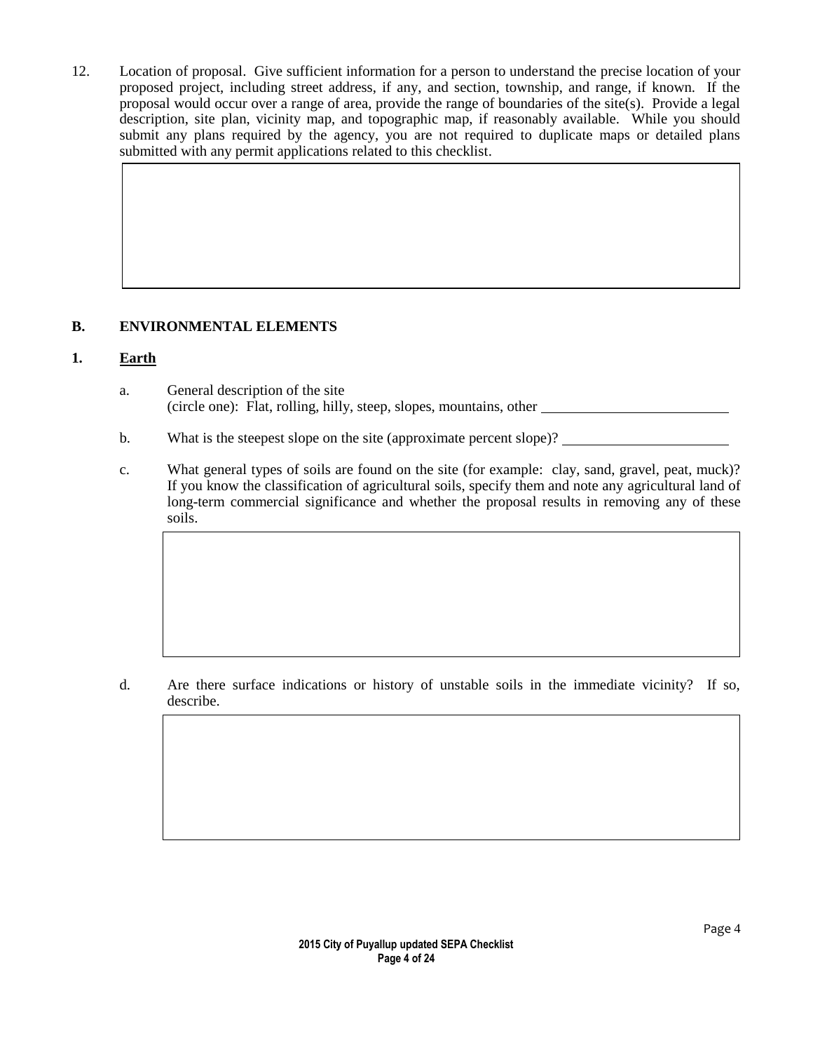12. Location of proposal. Give sufficient information for a person to understand the precise location of your proposed project, including street address, if any, and section, township, and range, if known. If the proposal would occur over a range of area, provide the range of boundaries of the site(s). Provide a legal description, site plan, vicinity map, and topographic map, if reasonably available. While you should submit any plans required by the agency, you are not required to duplicate maps or detailed plans submitted with any permit applications related to this checklist.

## B. ENVIRONMENTAL ELEMENTS

### 1. Earth

a. General description of the site
(circle one): Flat, rolling, hilly, steep, slopes, mountains, other ____________

b. What is the steepest slope on the site (approximate percent slope)? ____________

c. What general types of soils are found on the site (for example: clay, sand, gravel, peat, muck)? If you know the classification of agricultural soils, specify them and note any agricultural land of long-term commercial significance and whether the proposal results in removing any of these soils.

d. Are there surface indications or history of unstable soils in the immediate vicinity? If so, describe.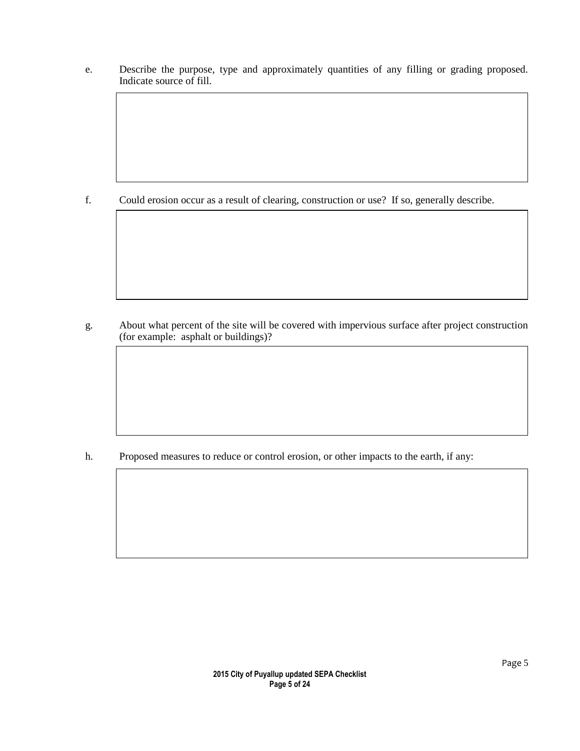e. Describe the purpose, type and approximately quantities of any filling or grading proposed. Indicate source of fill.

f. Could erosion occur as a result of clearing, construction or use? If so, generally describe.

g. About what percent of the site will be covered with impervious surface after project construction (for example: asphalt or buildings)?

h. Proposed measures to reduce or control erosion, or other impacts to the earth, if any: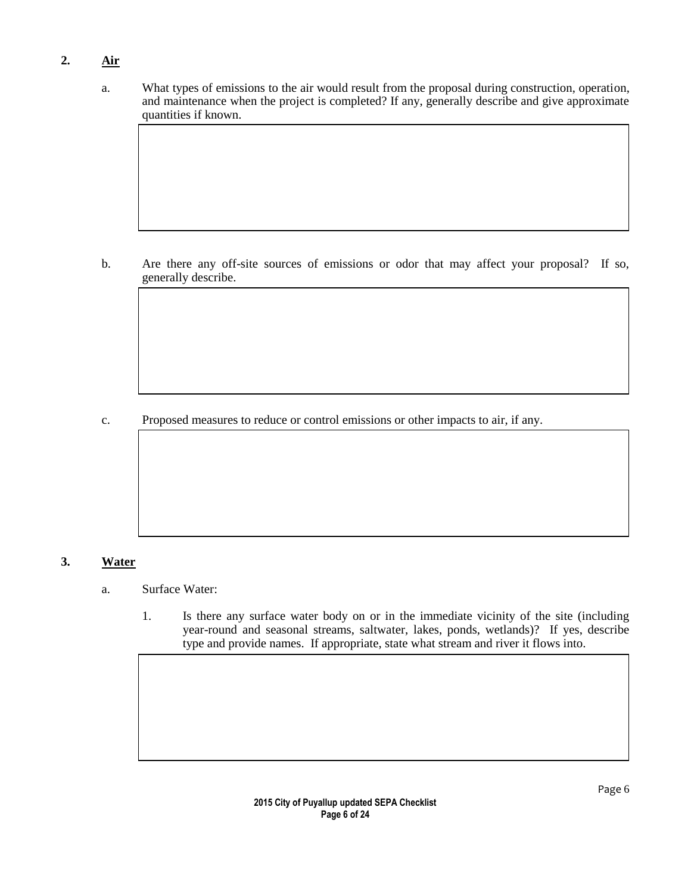## 2. Air

a. What types of emissions to the air would result from the proposal during construction, operation, and maintenance when the project is completed? If any, generally describe and give approximate quantities if known.

b. Are there any off-site sources of emissions or odor that may affect your proposal? If so, generally describe.

c. Proposed measures to reduce or control emissions or other impacts to air, if any.

## 3. Water

a. Surface Water:

1. Is there any surface water body on or in the immediate vicinity of the site (including year-round and seasonal streams, saltwater, lakes, ponds, wetlands)? If yes, describe type and provide names. If appropriate, state what stream and river it flows into.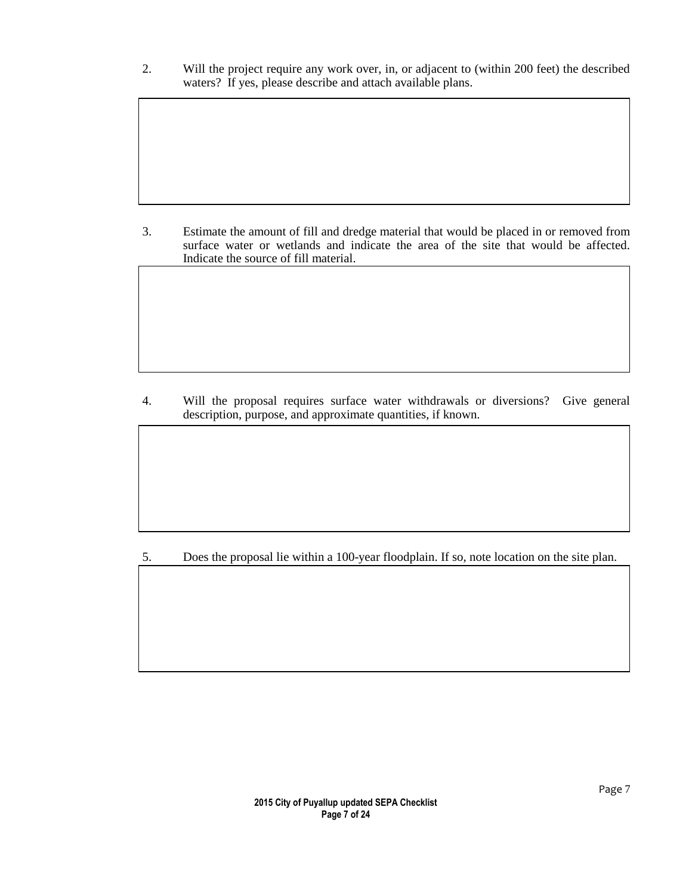2. Will the project require any work over, in, or adjacent to (within 200 feet) the described waters? If yes, please describe and attach available plans.

3. Estimate the amount of fill and dredge material that would be placed in or removed from surface water or wetlands and indicate the area of the site that would be affected. Indicate the source of fill material.

4. Will the proposal requires surface water withdrawals or diversions? Give general description, purpose, and approximate quantities, if known.

5. Does the proposal lie within a 100-year floodplain. If so, note location on the site plan.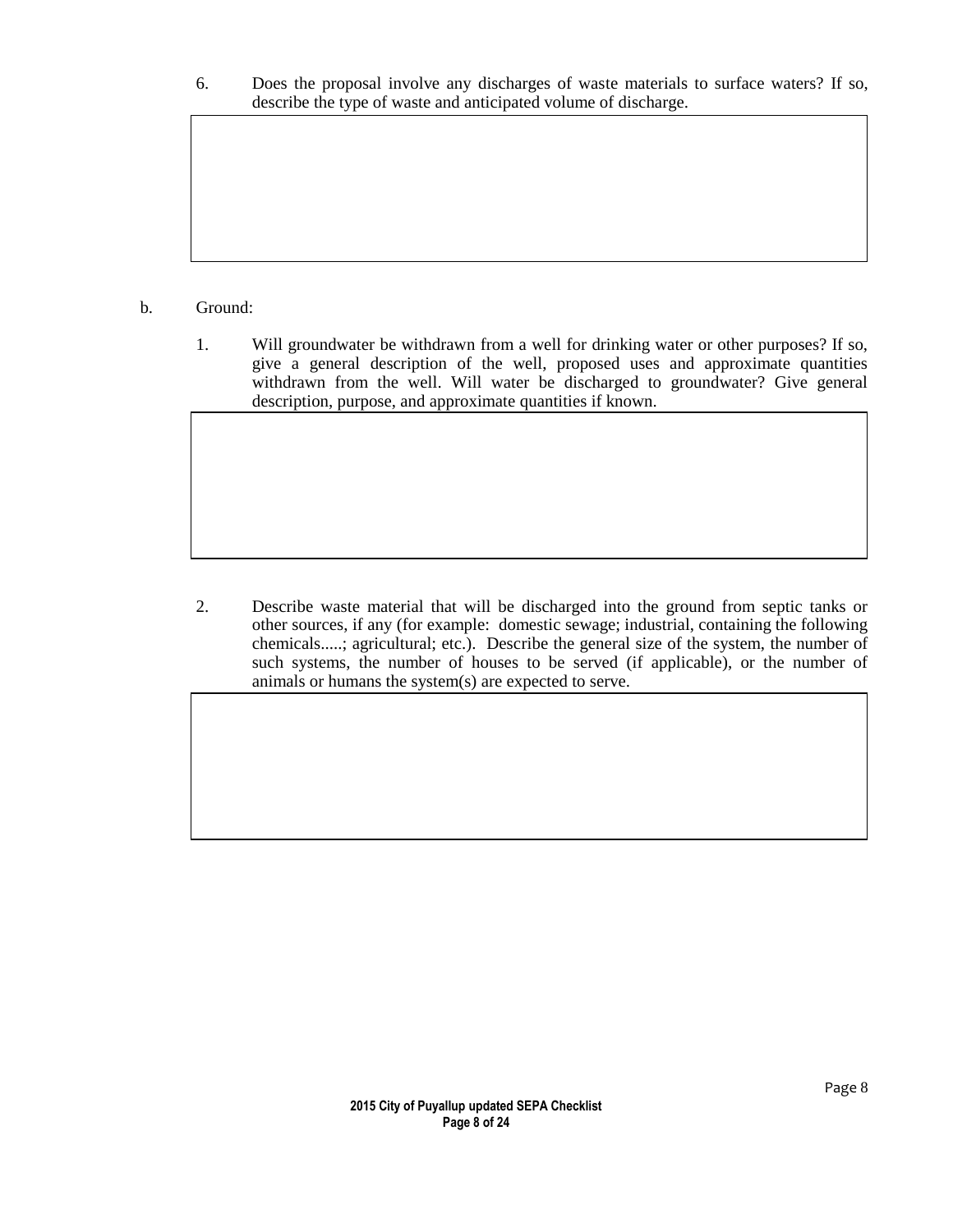6. Does the proposal involve any discharges of waste materials to surface waters? If so, describe the type of waste and anticipated volume of discharge.

b. Ground:

1. Will groundwater be withdrawn from a well for drinking water or other purposes? If so, give a general description of the well, proposed uses and approximate quantities withdrawn from the well. Will water be discharged to groundwater? Give general description, purpose, and approximate quantities if known.

2. Describe waste material that will be discharged into the ground from septic tanks or other sources, if any (for example: domestic sewage; industrial, containing the following chemicals.....; agricultural; etc.). Describe the general size of the system, the number of such systems, the number of houses to be served (if applicable), or the number of animals or humans the system(s) are expected to serve.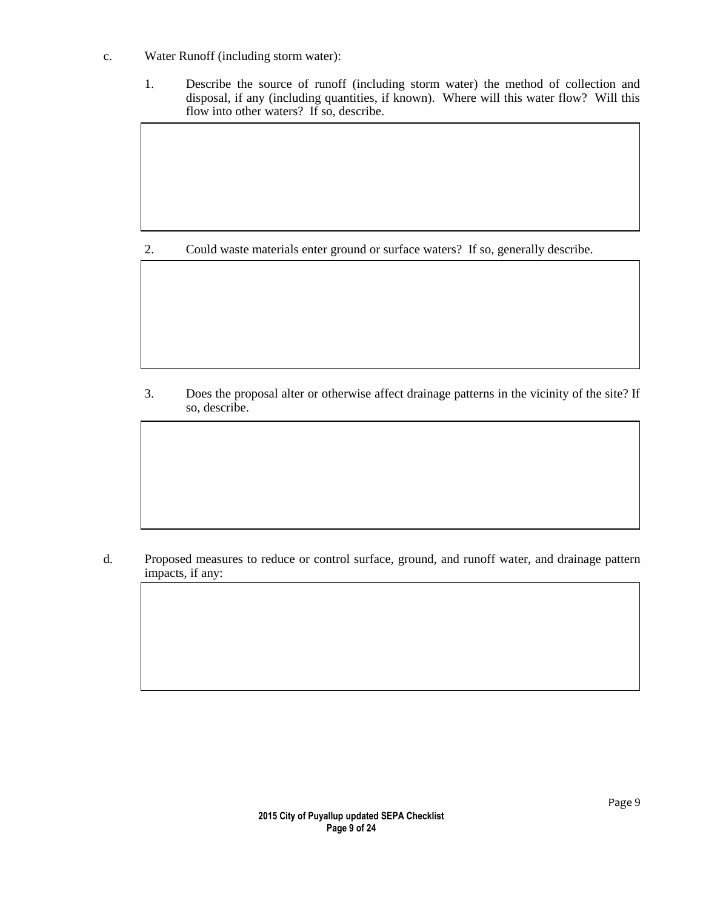c. Water Runoff (including storm water):

1. Describe the source of runoff (including storm water) the method of collection and disposal, if any (including quantities, if known). Where will this water flow? Will this flow into other waters? If so, describe.

2. Could waste materials enter ground or surface waters? If so, generally describe.

3. Does the proposal alter or otherwise affect drainage patterns in the vicinity of the site? If so, describe.

d. Proposed measures to reduce or control surface, ground, and runoff water, and drainage pattern impacts, if any: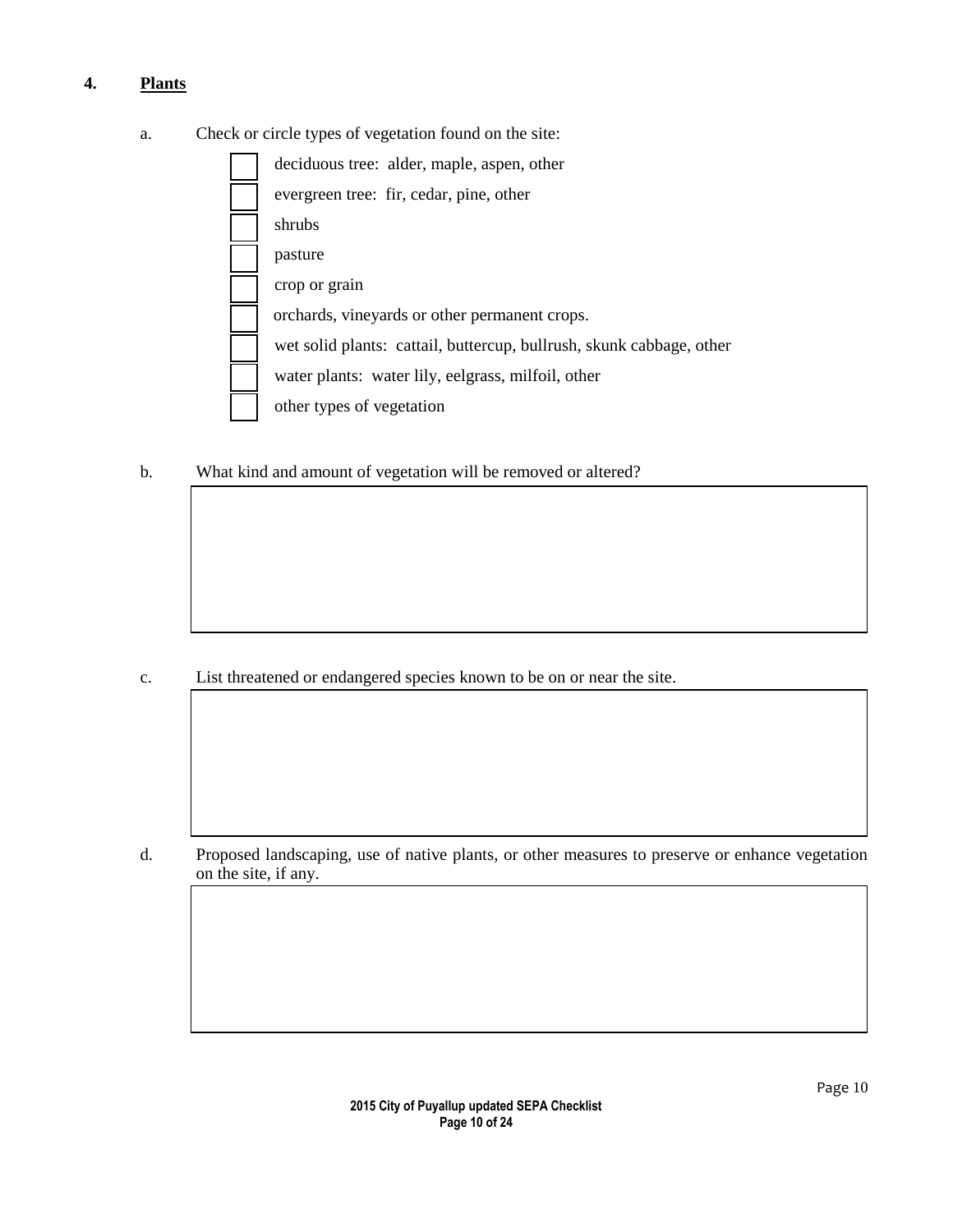## 4. Plants

a. Check or circle types of vegetation found on the site:

- [ ] deciduous tree: alder, maple, aspen, other
- [ ] evergreen tree: fir, cedar, pine, other
- [ ] shrubs
- [ ] pasture
- [ ] crop or grain
- [ ] orchards, vineyards or other permanent crops.
- [ ] wet solid plants: cattail, buttercup, bullrush, skunk cabbage, other
- [ ] water plants: water lily, eelgrass, milfoil, other
- [ ] other types of vegetation

b. What kind and amount of vegetation will be removed or altered?

c. List threatened or endangered species known to be on or near the site.

d. Proposed landscaping, use of native plants, or other measures to preserve or enhance vegetation on the site, if any.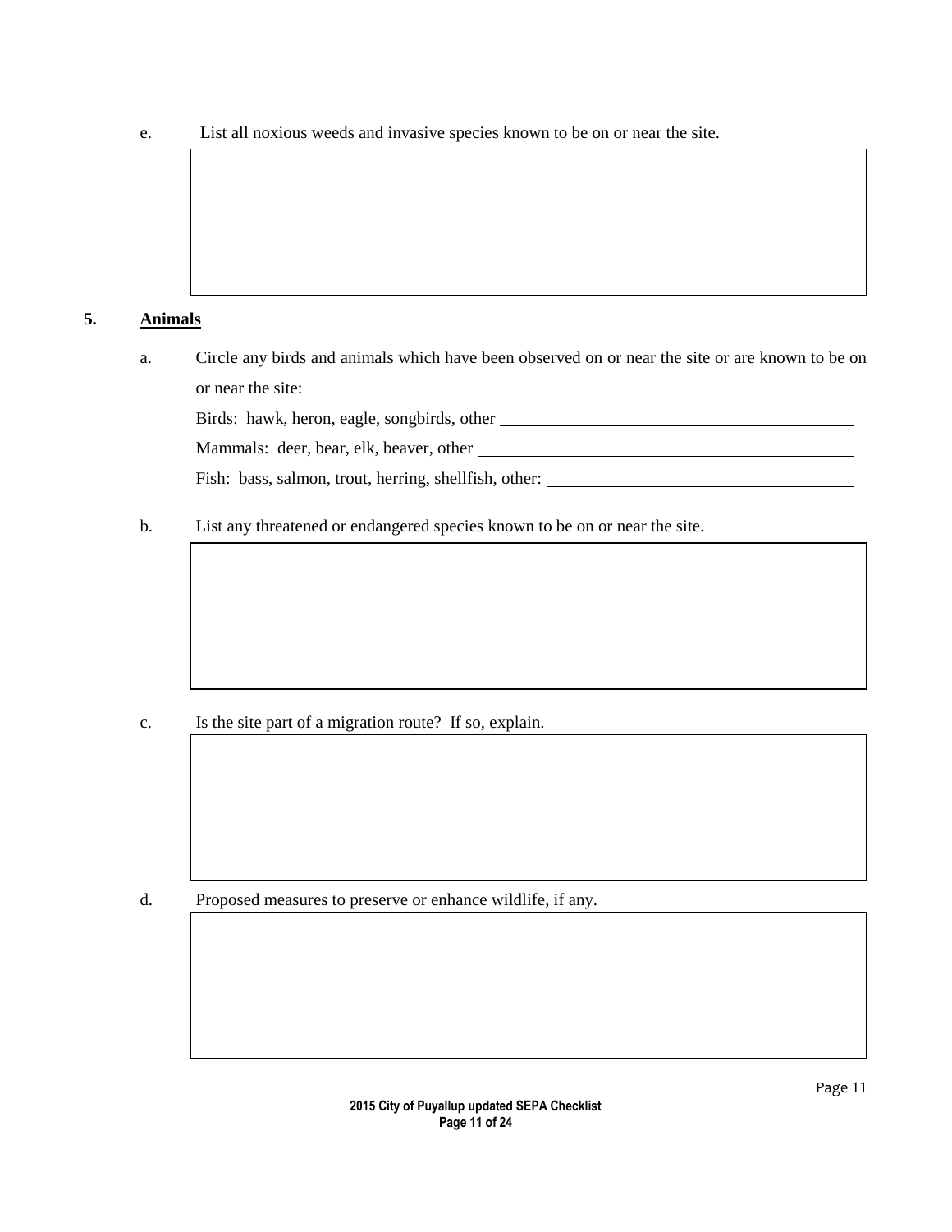e. List all noxious weeds and invasive species known to be on or near the site.

## 5. Animals

a. Circle any birds and animals which have been observed on or near the site or are known to be on or near the site:

Birds: hawk, heron, eagle, songbirds, other ____________________

Mammals: deer, bear, elk, beaver, other ____________________

Fish: bass, salmon, trout, herring, shellfish, other: ____________________

b. List any threatened or endangered species known to be on or near the site.

c. Is the site part of a migration route? If so, explain.

d. Proposed measures to preserve or enhance wildlife, if any.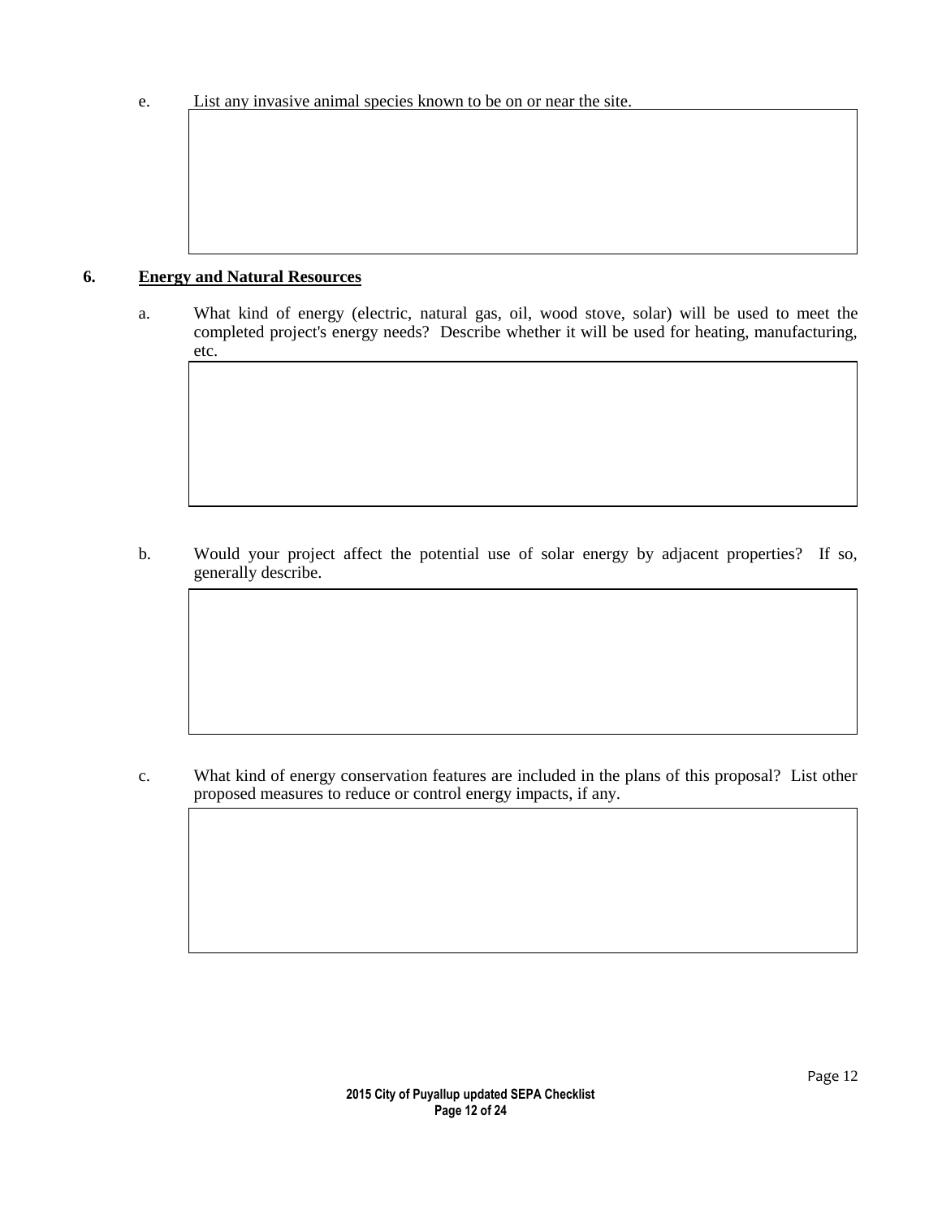e. List any invasive animal species known to be on or near the site.

## 6. Energy and Natural Resources

a. What kind of energy (electric, natural gas, oil, wood stove, solar) will be used to meet the completed project's energy needs? Describe whether it will be used for heating, manufacturing, etc.

b. Would your project affect the potential use of solar energy by adjacent properties? If so, generally describe.

c. What kind of energy conservation features are included in the plans of this proposal? List other proposed measures to reduce or control energy impacts, if any.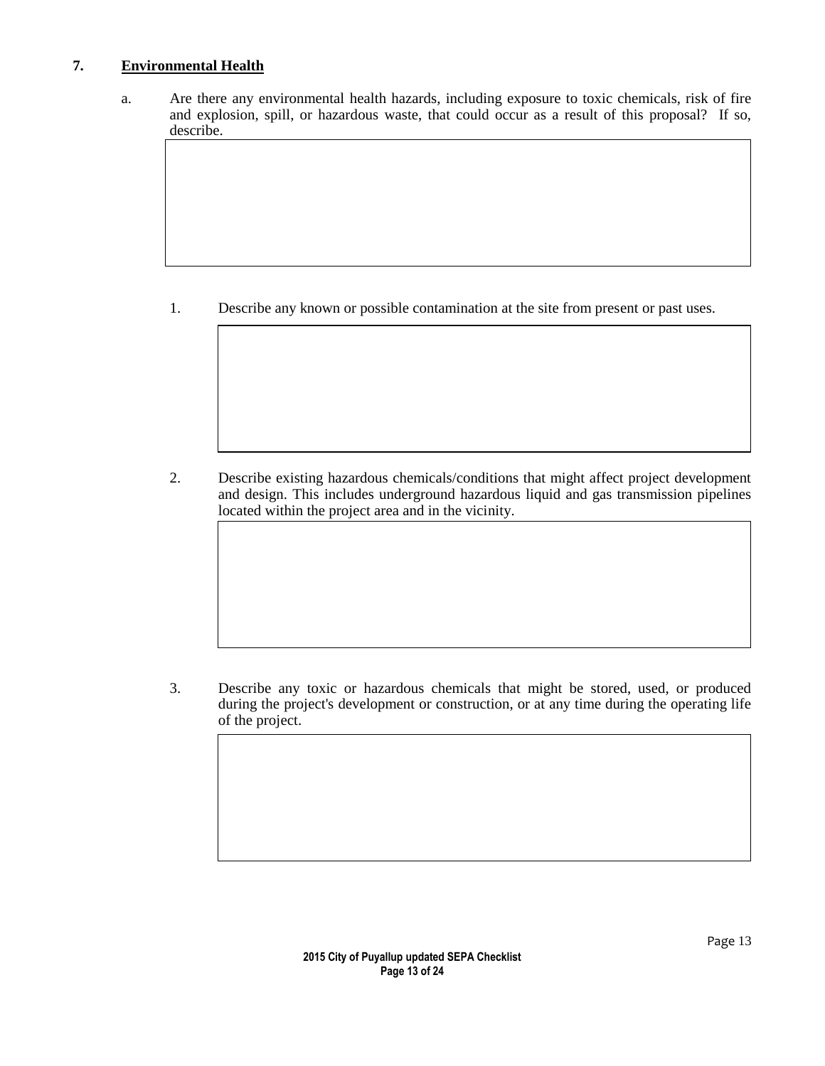## 7. Environmental Health

a. Are there any environmental health hazards, including exposure to toxic chemicals, risk of fire and explosion, spill, or hazardous waste, that could occur as a result of this proposal? If so, describe.

1. Describe any known or possible contamination at the site from present or past uses.

2. Describe existing hazardous chemicals/conditions that might affect project development and design. This includes underground hazardous liquid and gas transmission pipelines located within the project area and in the vicinity.

3. Describe any toxic or hazardous chemicals that might be stored, used, or produced during the project's development or construction, or at any time during the operating life of the project.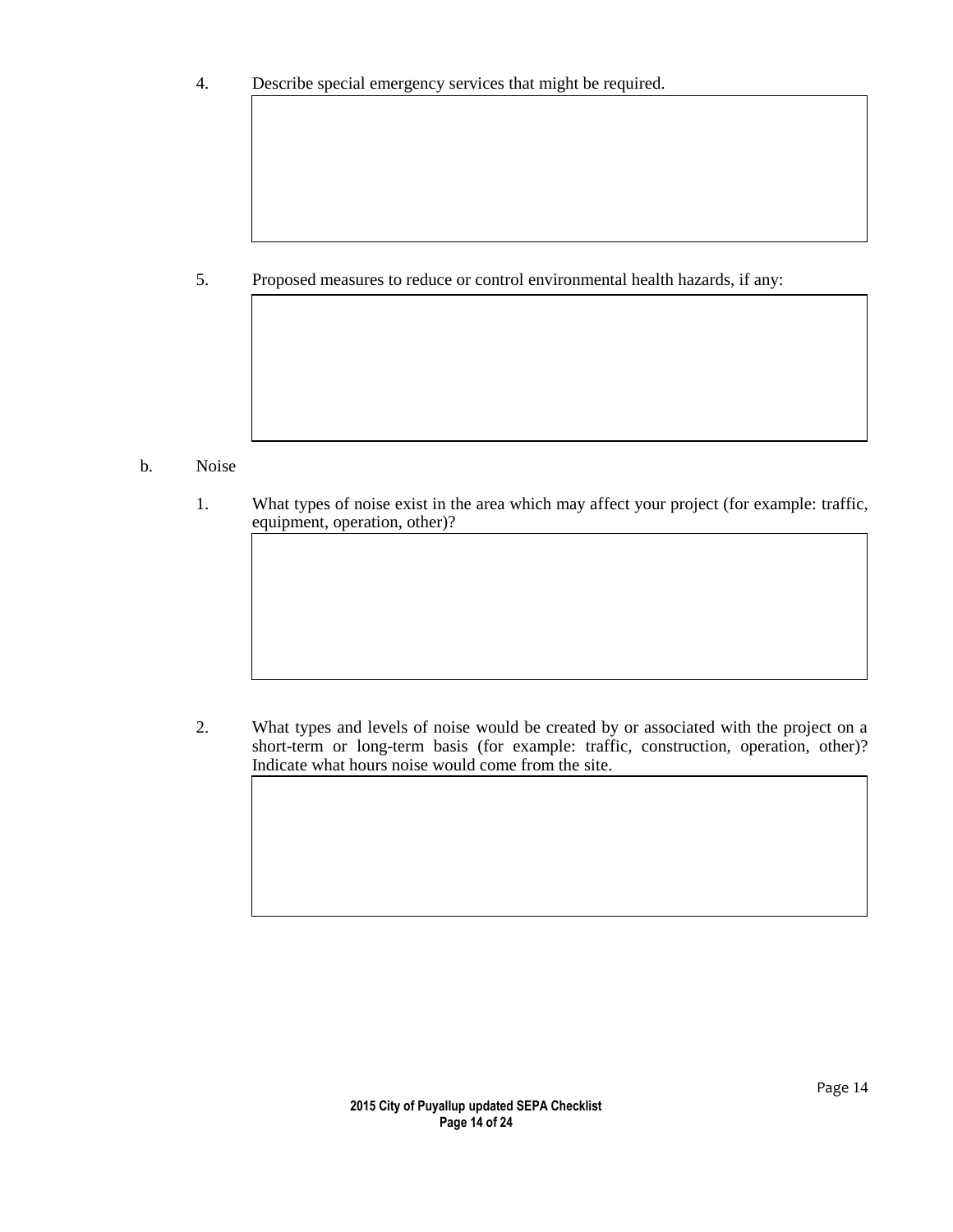4. Describe special emergency services that might be required.

5. Proposed measures to reduce or control environmental health hazards, if any:

b. Noise

1. What types of noise exist in the area which may affect your project (for example: traffic, equipment, operation, other)?

2. What types and levels of noise would be created by or associated with the project on a short-term or long-term basis (for example: traffic, construction, operation, other)? Indicate what hours noise would come from the site.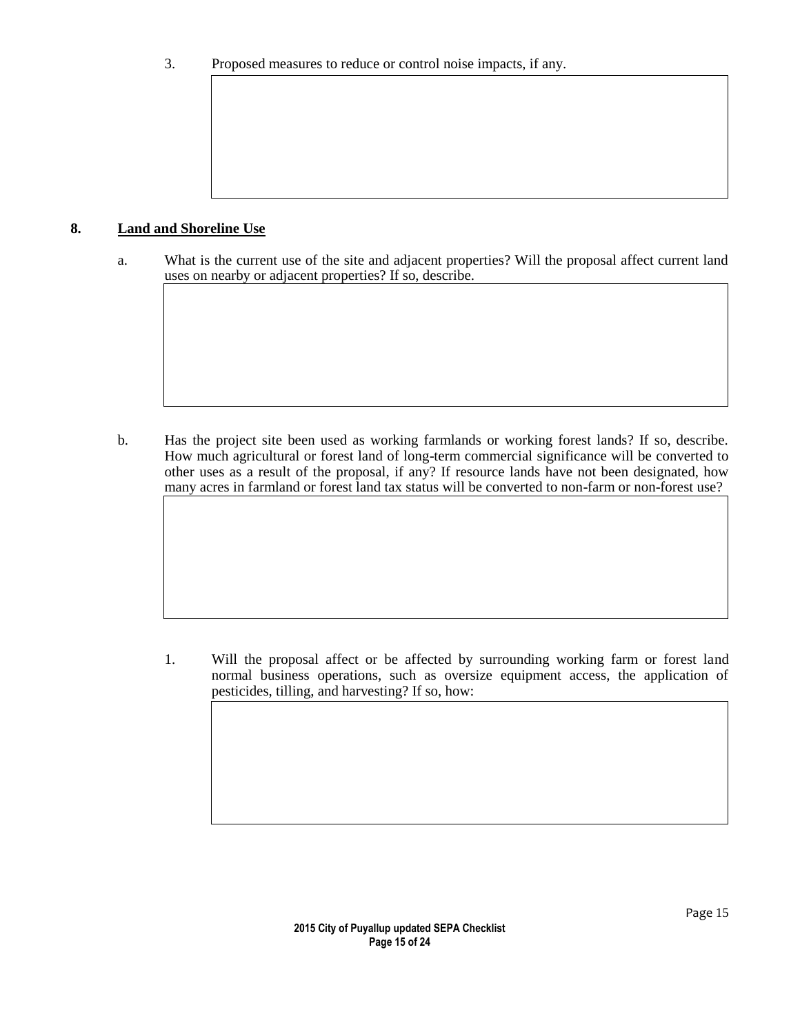3. Proposed measures to reduce or control noise impacts, if any.

## 8. Land and Shoreline Use

a. What is the current use of the site and adjacent properties? Will the proposal affect current land uses on nearby or adjacent properties? If so, describe.

b. Has the project site been used as working farmlands or working forest lands? If so, describe. How much agricultural or forest land of long-term commercial significance will be converted to other uses as a result of the proposal, if any? If resource lands have not been designated, how many acres in farmland or forest land tax status will be converted to non-farm or non-forest use?

1. Will the proposal affect or be affected by surrounding working farm or forest land normal business operations, such as oversize equipment access, the application of pesticides, tilling, and harvesting? If so, how: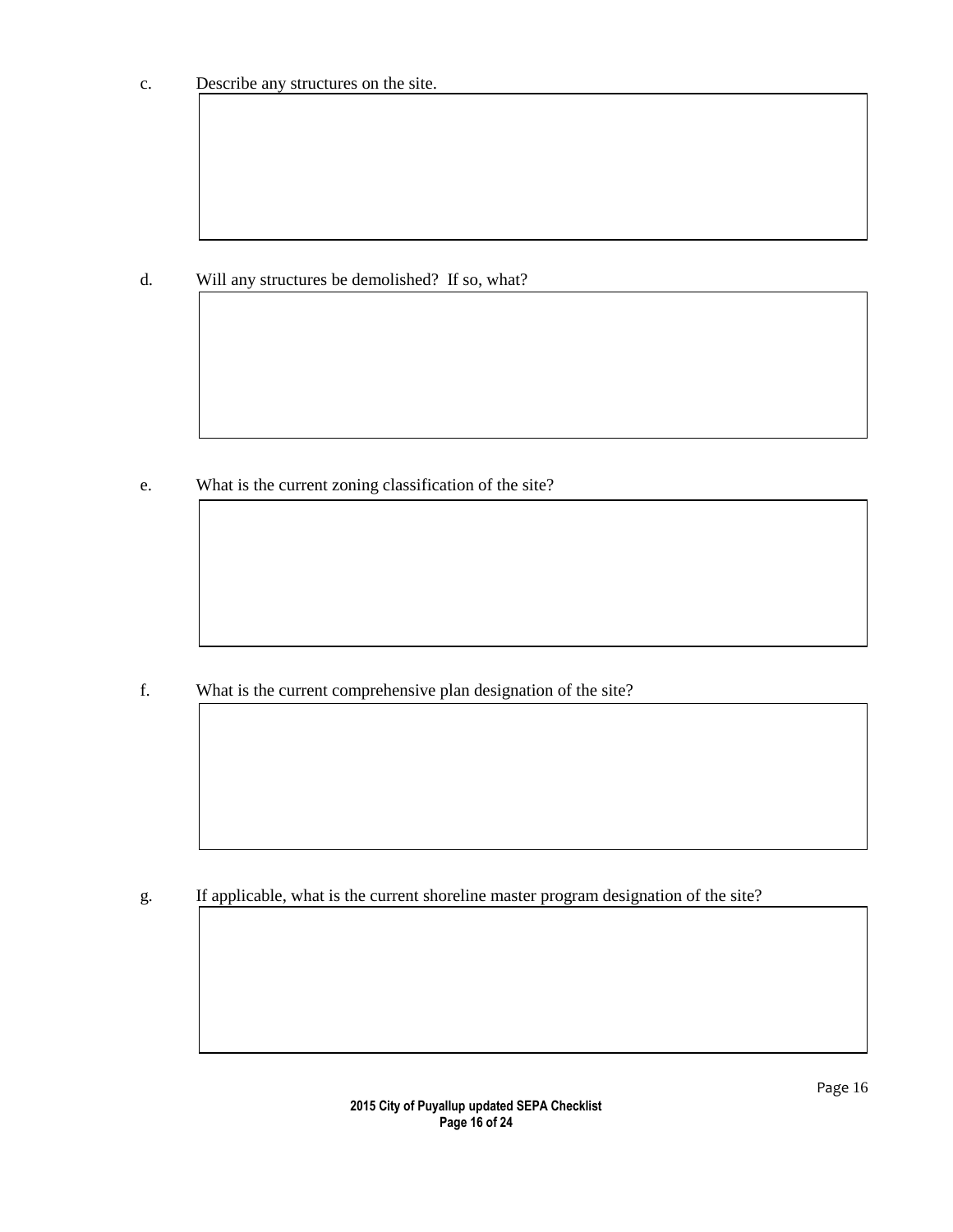c. Describe any structures on the site.

d. Will any structures be demolished? If so, what?

e. What is the current zoning classification of the site?

f. What is the current comprehensive plan designation of the site?

g. If applicable, what is the current shoreline master program designation of the site?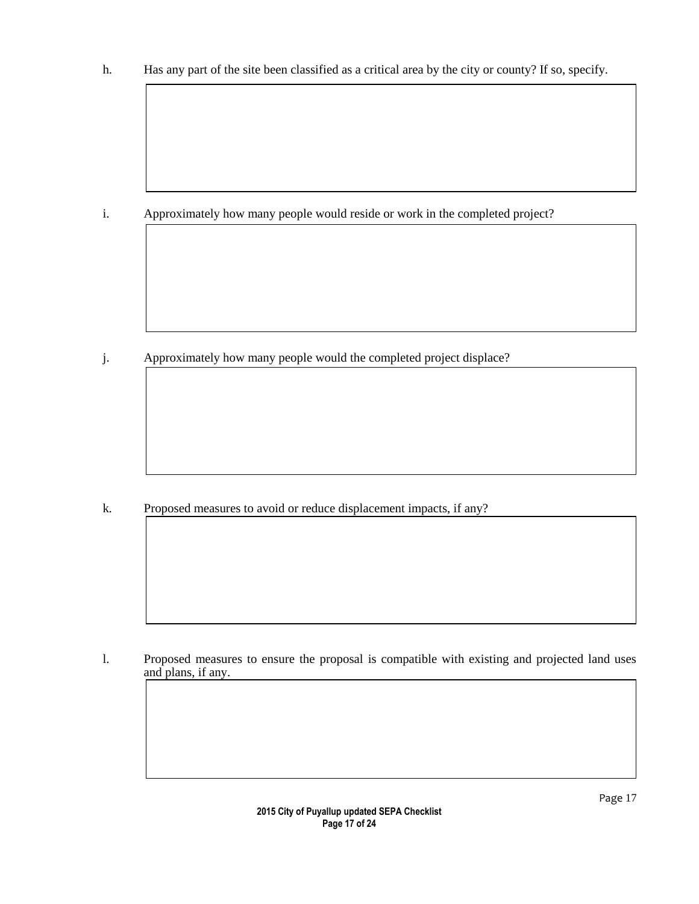h. Has any part of the site been classified as a critical area by the city or county? If so, specify.

i. Approximately how many people would reside or work in the completed project?

j. Approximately how many people would the completed project displace?

k. Proposed measures to avoid or reduce displacement impacts, if any?

l. Proposed measures to ensure the proposal is compatible with existing and projected land uses and plans, if any.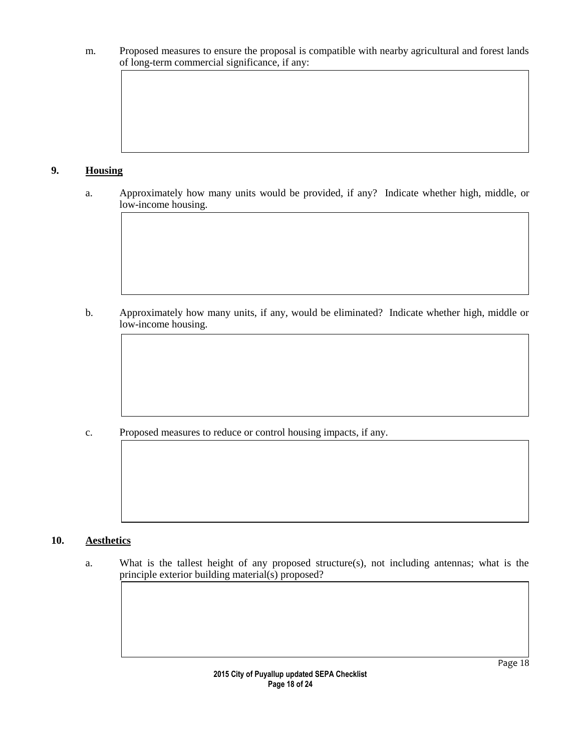m. Proposed measures to ensure the proposal is compatible with nearby agricultural and forest lands of long-term commercial significance, if any:

## 9. Housing

a. Approximately how many units would be provided, if any? Indicate whether high, middle, or low-income housing.

b. Approximately how many units, if any, would be eliminated? Indicate whether high, middle or low-income housing.

c. Proposed measures to reduce or control housing impacts, if any.

## 10. Aesthetics

a. What is the tallest height of any proposed structure(s), not including antennas; what is the principle exterior building material(s) proposed?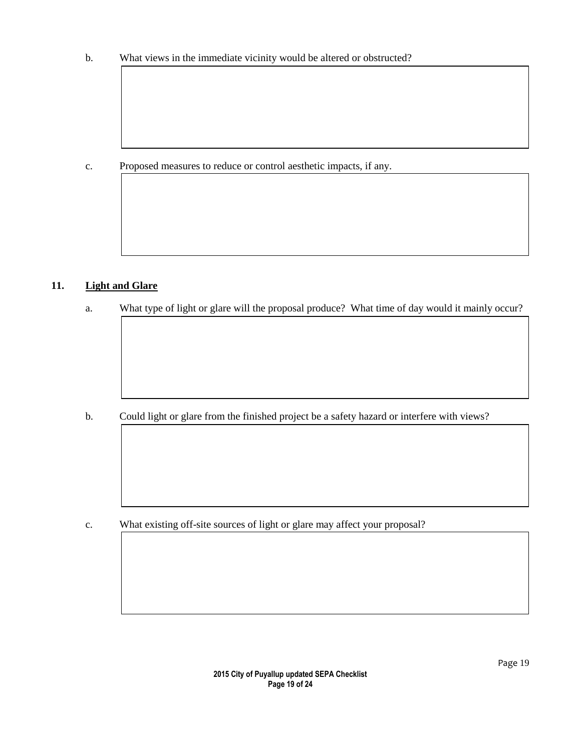b. What views in the immediate vicinity would be altered or obstructed?

c. Proposed measures to reduce or control aesthetic impacts, if any.

**11. <u>Light and Glare</u>**

a. What type of light or glare will the proposal produce? What time of day would it mainly occur?

b. Could light or glare from the finished project be a safety hazard or interfere with views?

c. What existing off-site sources of light or glare may affect your proposal?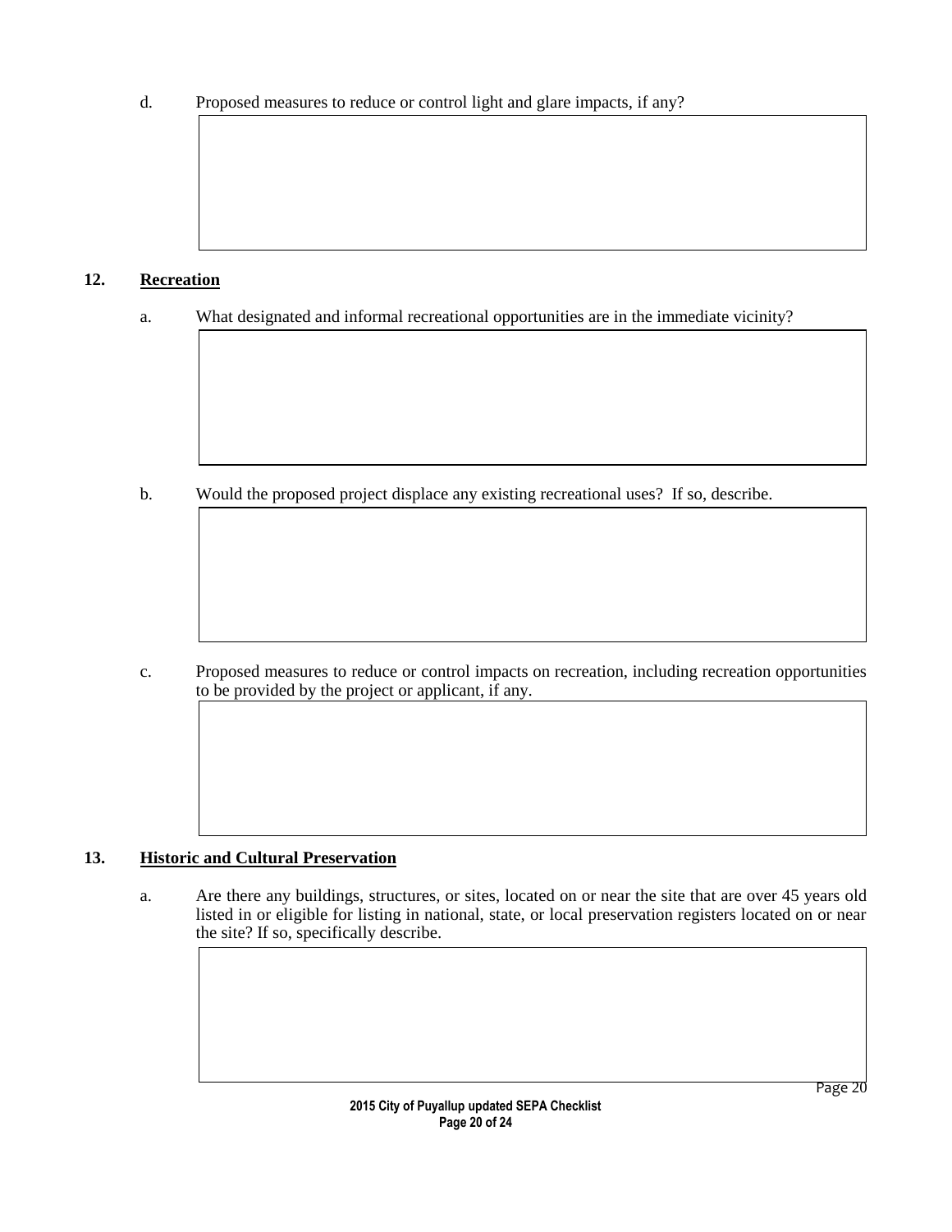d. Proposed measures to reduce or control light and glare impacts, if any?

## 12. Recreation

a. What designated and informal recreational opportunities are in the immediate vicinity?

b. Would the proposed project displace any existing recreational uses? If so, describe.

c. Proposed measures to reduce or control impacts on recreation, including recreation opportunities to be provided by the project or applicant, if any.

## 13. Historic and Cultural Preservation

a. Are there any buildings, structures, or sites, located on or near the site that are over 45 years old listed in or eligible for listing in national, state, or local preservation registers located on or near the site? If so, specifically describe.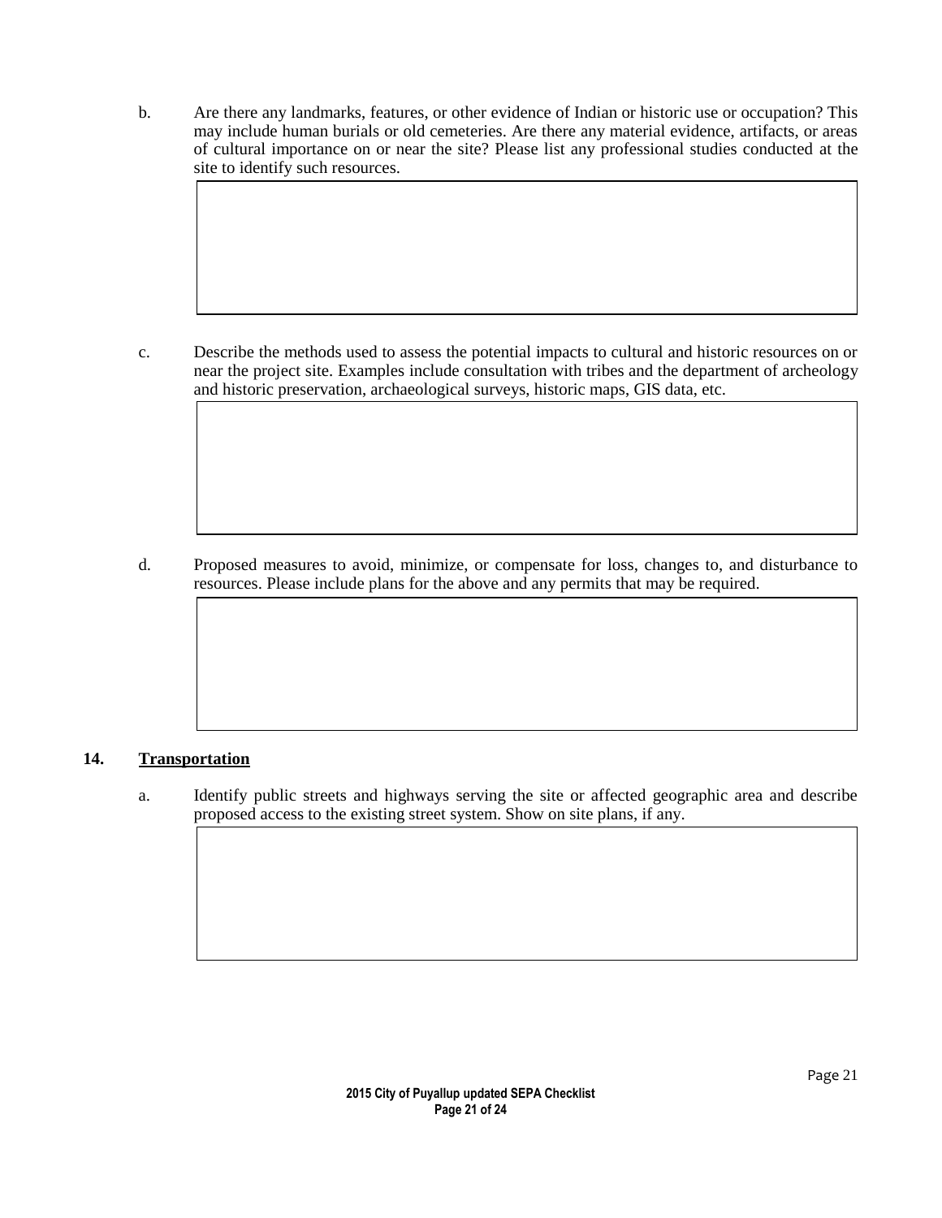b. Are there any landmarks, features, or other evidence of Indian or historic use or occupation? This may include human burials or old cemeteries. Are there any material evidence, artifacts, or areas of cultural importance on or near the site? Please list any professional studies conducted at the site to identify such resources.

c. Describe the methods used to assess the potential impacts to cultural and historic resources on or near the project site. Examples include consultation with tribes and the department of archeology and historic preservation, archaeological surveys, historic maps, GIS data, etc.

d. Proposed measures to avoid, minimize, or compensate for loss, changes to, and disturbance to resources. Please include plans for the above and any permits that may be required.

## 14. Transportation

a. Identify public streets and highways serving the site or affected geographic area and describe proposed access to the existing street system. Show on site plans, if any.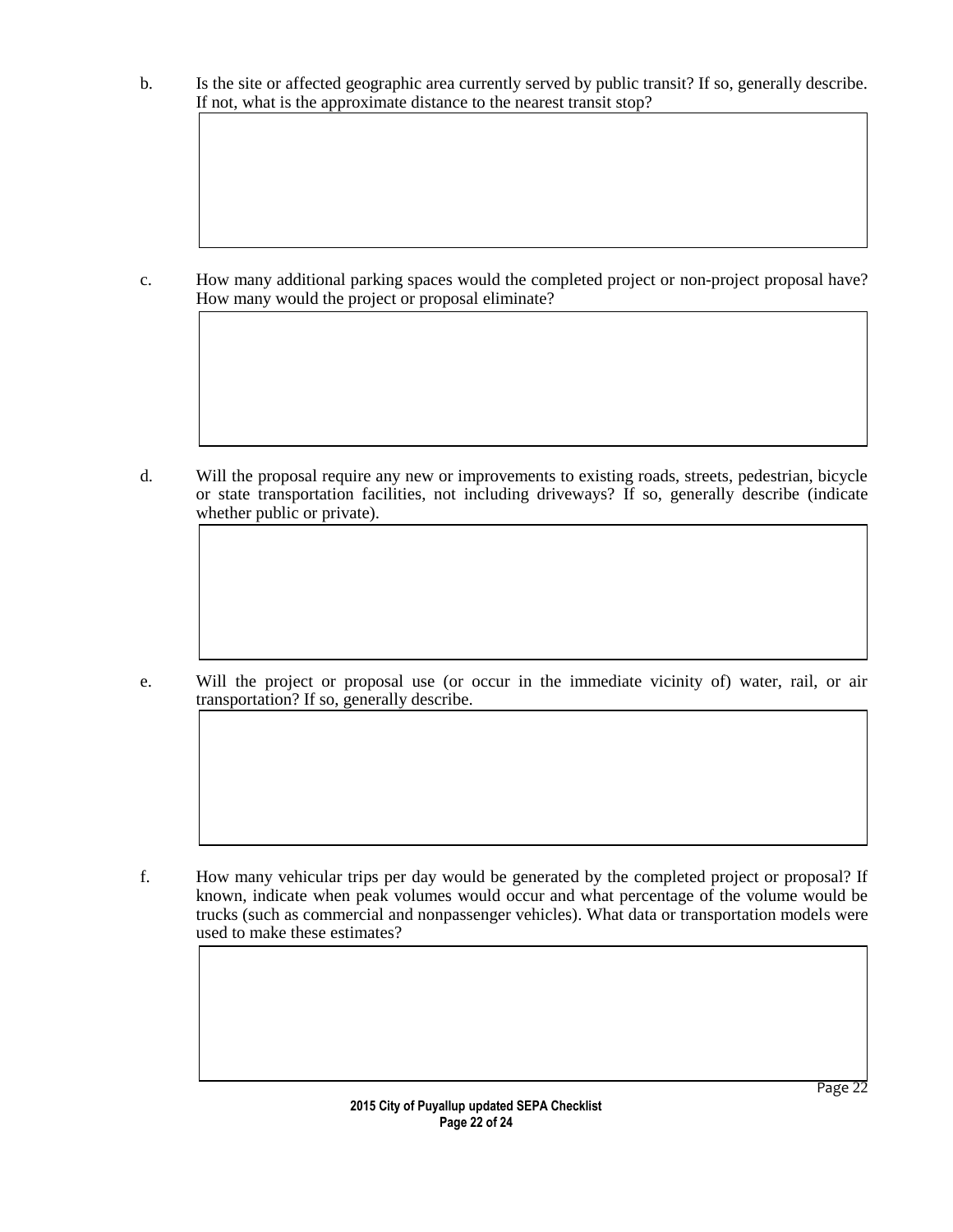b. Is the site or affected geographic area currently served by public transit? If so, generally describe. If not, what is the approximate distance to the nearest transit stop?

c. How many additional parking spaces would the completed project or non-project proposal have? How many would the project or proposal eliminate?

d. Will the proposal require any new or improvements to existing roads, streets, pedestrian, bicycle or state transportation facilities, not including driveways? If so, generally describe (indicate whether public or private).

e. Will the project or proposal use (or occur in the immediate vicinity of) water, rail, or air transportation? If so, generally describe.

f. How many vehicular trips per day would be generated by the completed project or proposal? If known, indicate when peak volumes would occur and what percentage of the volume would be trucks (such as commercial and nonpassenger vehicles). What data or transportation models were used to make these estimates?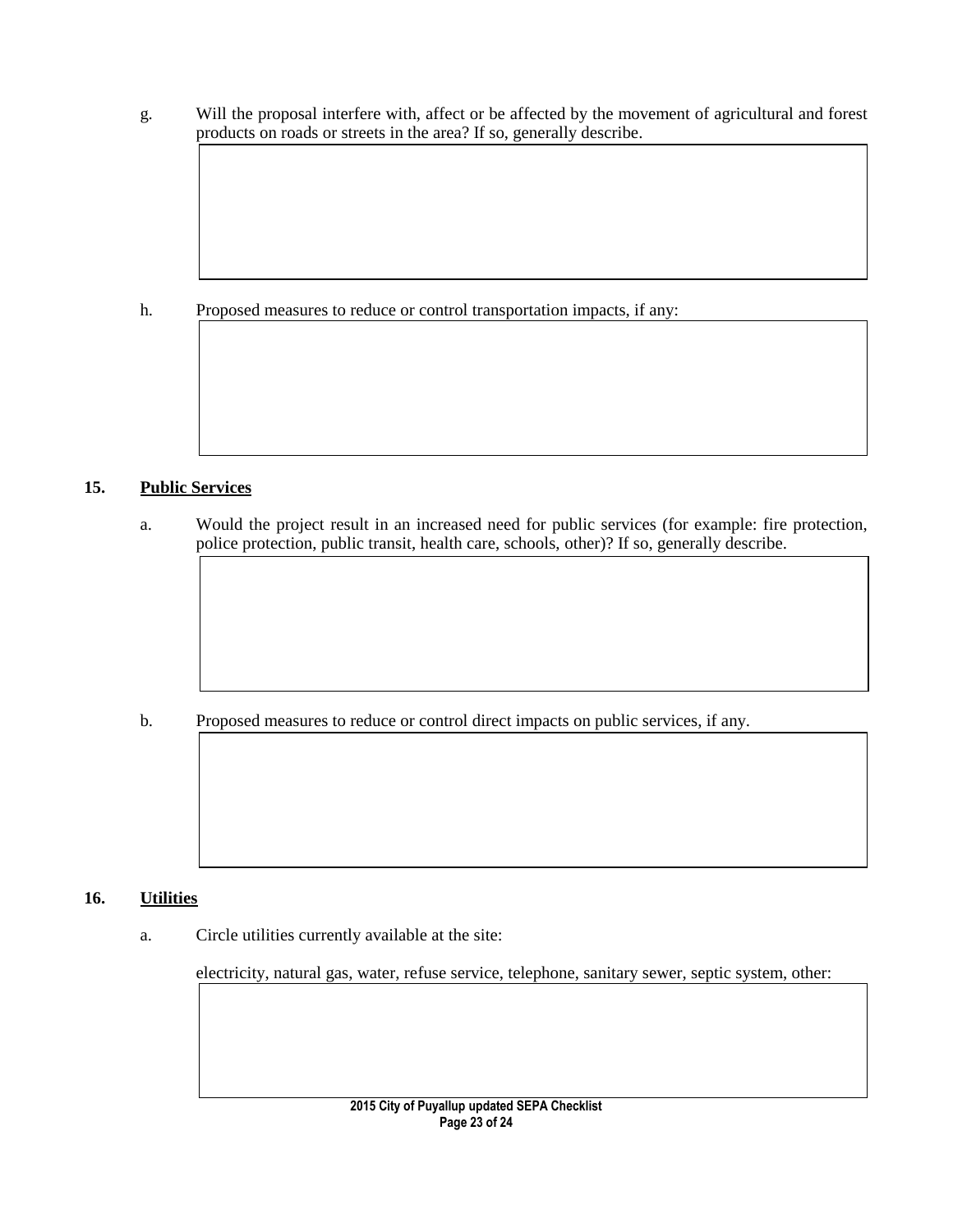g. Will the proposal interfere with, affect or be affected by the movement of agricultural and forest products on roads or streets in the area? If so, generally describe.

h. Proposed measures to reduce or control transportation impacts, if any:

## 15. Public Services

a. Would the project result in an increased need for public services (for example: fire protection, police protection, public transit, health care, schools, other)? If so, generally describe.

b. Proposed measures to reduce or control direct impacts on public services, if any.

## 16. Utilities

a. Circle utilities currently available at the site:

electricity, natural gas, water, refuse service, telephone, sanitary sewer, septic system, other: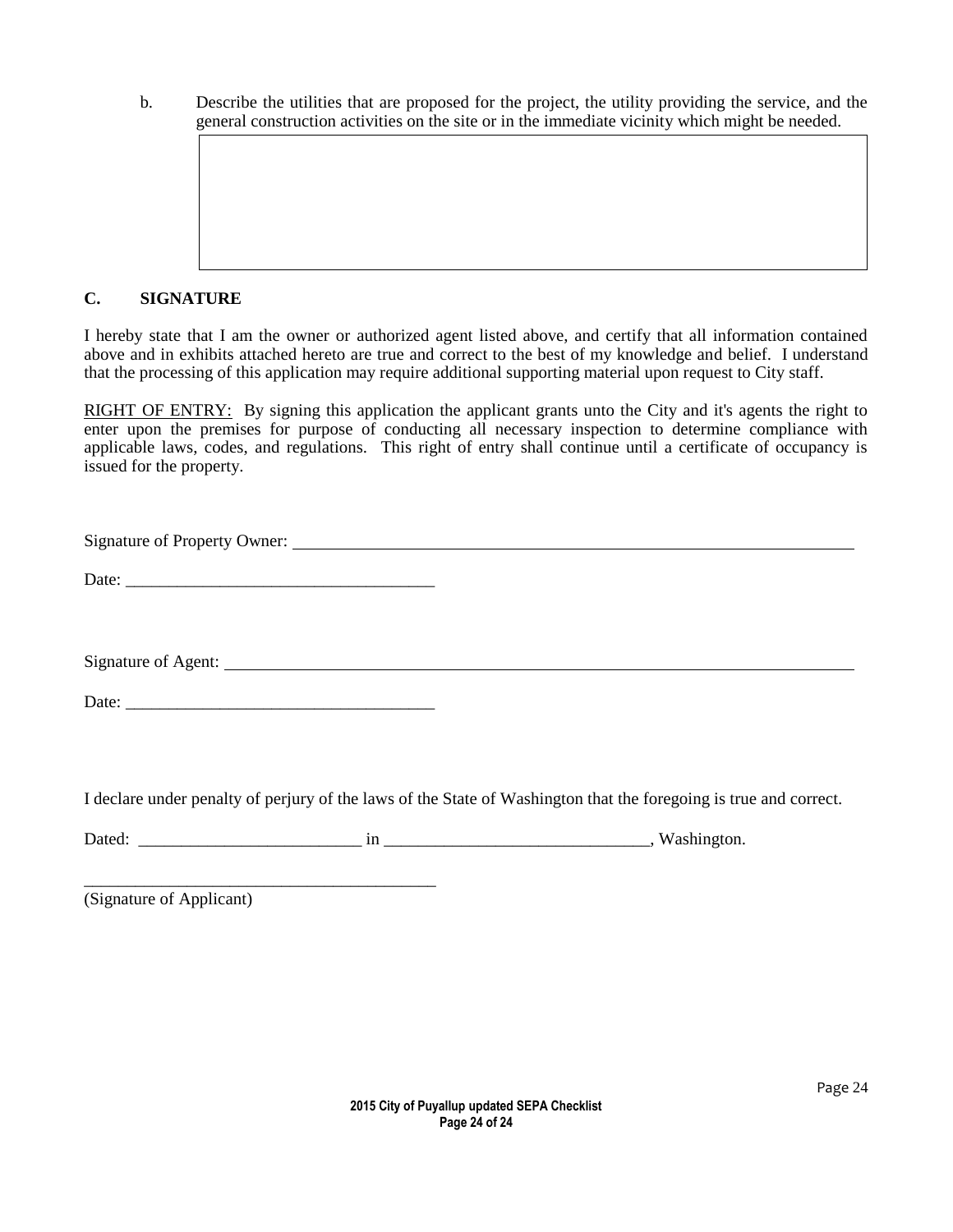b. Describe the utilities that are proposed for the project, the utility providing the service, and the general construction activities on the site or in the immediate vicinity which might be needed.

## C. SIGNATURE

I hereby state that I am the owner or authorized agent listed above, and certify that all information contained above and in exhibits attached hereto are true and correct to the best of my knowledge and belief. I understand that the processing of this application may require additional supporting material upon request to City staff.

RIGHT OF ENTRY: By signing this application the applicant grants unto the City and it's agents the right to enter upon the premises for purpose of conducting all necessary inspection to determine compliance with applicable laws, codes, and regulations. This right of entry shall continue until a certificate of occupancy is issued for the property.

Signature of Property Owner: ____________________________________________

Date: ____________________________________

Signature of Agent: ____________________________________________

Date: ____________________________________

I declare under penalty of perjury of the laws of the State of Washington that the foregoing is true and correct.

Dated: __________________________ in _______________________________, Washington.

__________________________________________
(Signature of Applicant)